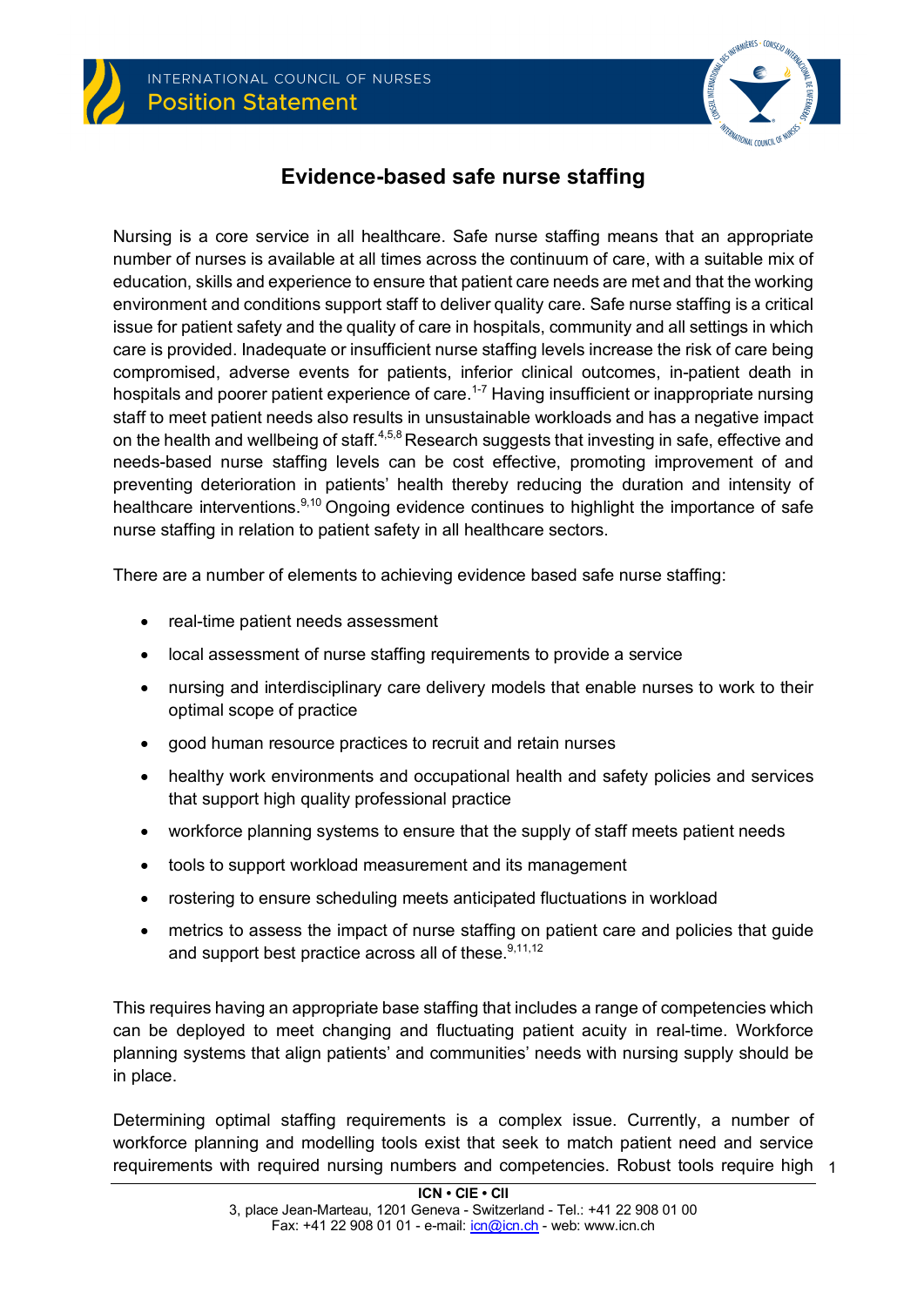INTERNATIONAL COUNCIL OF NURSES

Position Statement

# Evidence-based safe nurse staffing

Nursing is a core service in all healthcare. Safe nurse staffing means that an appropriate number of nurses is available at all times across the continuum of care, with a suitable mix of education, skills and experience to ensure that patient care needs are met and that the working environment and conditions support staff to deliver quality care. Safe nurse staffing is a critical issue for patient safety and the quality of care in hospitals, community and all settings in which care is provided. Inadequate or insufficient nurse staffing levels increase the risk of care being compromised, adverse events for patients, inferior clinical outcomes, in-patient death in hospitals and poorer patient experience of care.[1-7] Having insufficient or inappropriate nursing staff to meet patient needs also results in unsustainable workloads and has a negative impact on the health and wellbeing of staff.[4,5,8] Research suggests that investing in safe, effective and needs-based nurse staffing levels can be cost effective, promoting improvement of and preventing deterioration in patients' health thereby reducing the duration and intensity of healthcare interventions.[9,10] Ongoing evidence continues to highlight the importance of safe nurse staffing in relation to patient safety in all healthcare sectors.

There are a number of elements to achieving evidence based safe nurse staffing:

- real-time patient needs assessment
- local assessment of nurse staffing requirements to provide a service
- nursing and interdisciplinary care delivery models that enable nurses to work to their optimal scope of practice
- good human resource practices to recruit and retain nurses
- healthy work environments and occupational health and safety policies and services that support high quality professional practice
- workforce planning systems to ensure that the supply of staff meets patient needs
- tools to support workload measurement and its management
- rostering to ensure scheduling meets anticipated fluctuations in workload
- metrics to assess the impact of nurse staffing on patient care and policies that guide and support best practice across all of these.[9,11,12]

This requires having an appropriate base staffing that includes a range of competencies which can be deployed to meet changing and fluctuating patient acuity in real-time. Workforce planning systems that align patients' and communities' needs with nursing supply should be in place.

Determining optimal staffing requirements is a complex issue. Currently, a number of workforce planning and modelling tools exist that seek to match patient need and service requirements with required nursing numbers and competencies. Robust tools require high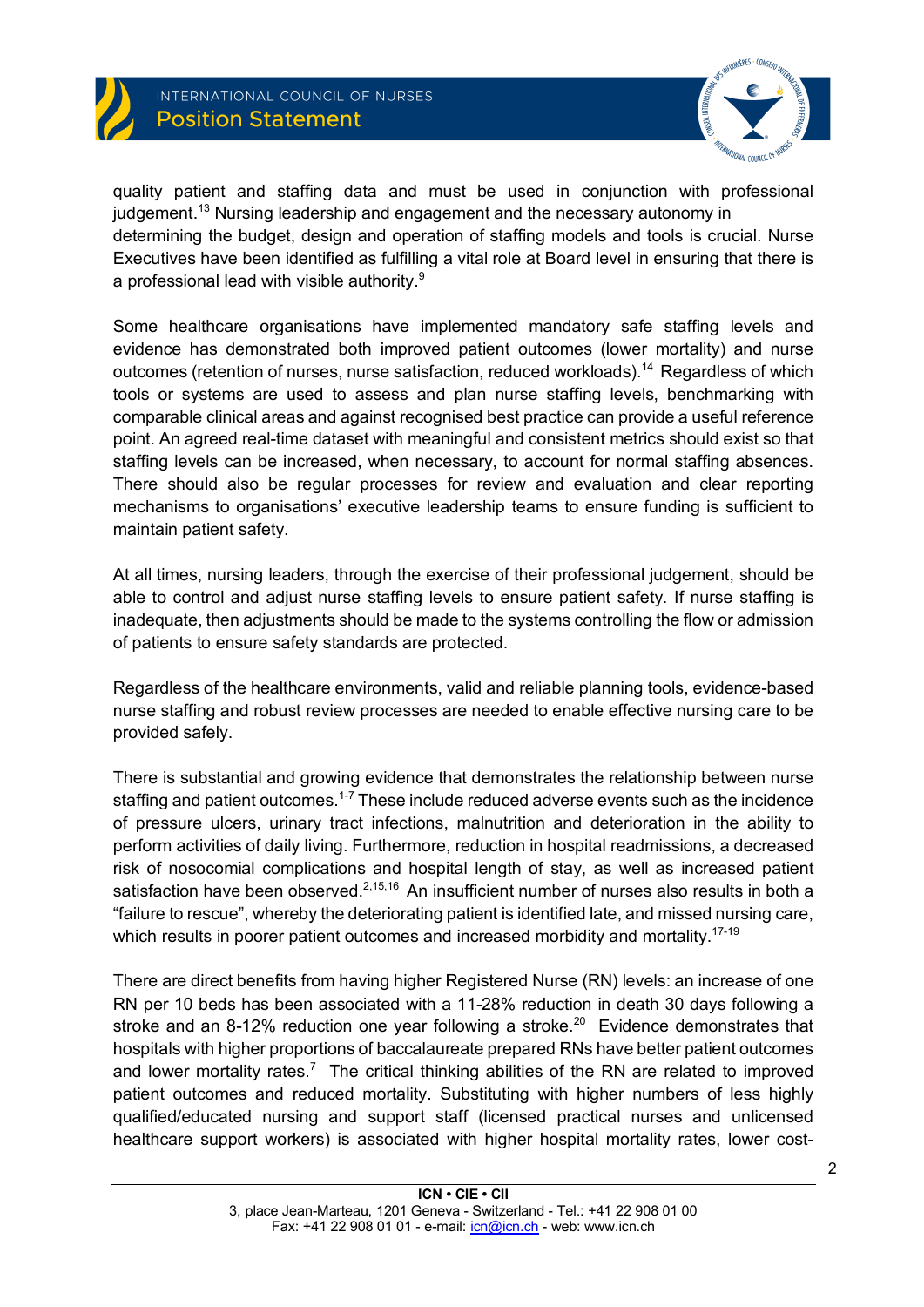quality patient and staffing data and must be used in conjunction with professional judgement.[13] Nursing leadership and engagement and the necessary autonomy in determining the budget, design and operation of staffing models and tools is crucial. Nurse Executives have been identified as fulfilling a vital role at Board level in ensuring that there is a professional lead with visible authority.[9]

Some healthcare organisations have implemented mandatory safe staffing levels and evidence has demonstrated both improved patient outcomes (lower mortality) and nurse outcomes (retention of nurses, nurse satisfaction, reduced workloads).[14] Regardless of which tools or systems are used to assess and plan nurse staffing levels, benchmarking with comparable clinical areas and against recognised best practice can provide a useful reference point. An agreed real-time dataset with meaningful and consistent metrics should exist so that staffing levels can be increased, when necessary, to account for normal staffing absences. There should also be regular processes for review and evaluation and clear reporting mechanisms to organisations' executive leadership teams to ensure funding is sufficient to maintain patient safety.

At all times, nursing leaders, through the exercise of their professional judgement, should be able to control and adjust nurse staffing levels to ensure patient safety. If nurse staffing is inadequate, then adjustments should be made to the systems controlling the flow or admission of patients to ensure safety standards are protected.

Regardless of the healthcare environments, valid and reliable planning tools, evidence-based nurse staffing and robust review processes are needed to enable effective nursing care to be provided safely.

There is substantial and growing evidence that demonstrates the relationship between nurse staffing and patient outcomes.[1-7] These include reduced adverse events such as the incidence of pressure ulcers, urinary tract infections, malnutrition and deterioration in the ability to perform activities of daily living. Furthermore, reduction in hospital readmissions, a decreased risk of nosocomial complications and hospital length of stay, as well as increased patient satisfaction have been observed.[2,15,16] An insufficient number of nurses also results in both a "failure to rescue", whereby the deteriorating patient is identified late, and missed nursing care, which results in poorer patient outcomes and increased morbidity and mortality.[17-19]

There are direct benefits from having higher Registered Nurse (RN) levels: an increase of one RN per 10 beds has been associated with a 11-28% reduction in death 30 days following a stroke and an 8-12% reduction one year following a stroke.[20] Evidence demonstrates that hospitals with higher proportions of baccalaureate prepared RNs have better patient outcomes and lower mortality rates.[7] The critical thinking abilities of the RN are related to improved patient outcomes and reduced mortality. Substituting with higher numbers of less highly qualified/educated nursing and support staff (licensed practical nurses and unlicensed healthcare support workers) is associated with higher hospital mortality rates, lower cost-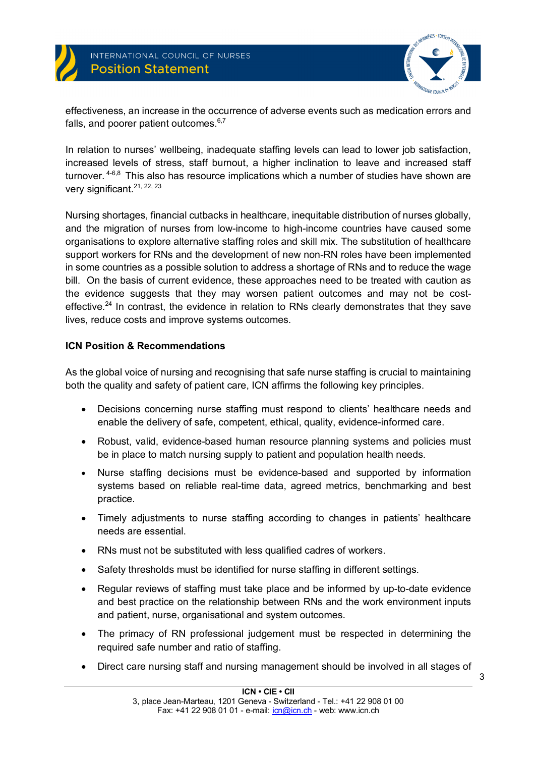effectiveness, an increase in the occurrence of adverse events such as medication errors and falls, and poorer patient outcomes.[6,7]

In relation to nurses' wellbeing, inadequate staffing levels can lead to lower job satisfaction, increased levels of stress, staff burnout, a higher inclination to leave and increased staff turnover.[4-6,8] This also has resource implications which a number of studies have shown are very significant.[21, 22, 23]

Nursing shortages, financial cutbacks in healthcare, inequitable distribution of nurses globally, and the migration of nurses from low-income to high-income countries have caused some organisations to explore alternative staffing roles and skill mix. The substitution of healthcare support workers for RNs and the development of new non-RN roles have been implemented in some countries as a possible solution to address a shortage of RNs and to reduce the wage bill. On the basis of current evidence, these approaches need to be treated with caution as the evidence suggests that they may worsen patient outcomes and may not be cost-effective.[24] In contrast, the evidence in relation to RNs clearly demonstrates that they save lives, reduce costs and improve systems outcomes.

**ICN Position & Recommendations**

As the global voice of nursing and recognising that safe nurse staffing is crucial to maintaining both the quality and safety of patient care, ICN affirms the following key principles.

- Decisions concerning nurse staffing must respond to clients' healthcare needs and enable the delivery of safe, competent, ethical, quality, evidence-informed care.
- Robust, valid, evidence-based human resource planning systems and policies must be in place to match nursing supply to patient and population health needs.
- Nurse staffing decisions must be evidence-based and supported by information systems based on reliable real-time data, agreed metrics, benchmarking and best practice.
- Timely adjustments to nurse staffing according to changes in patients' healthcare needs are essential.
- RNs must not be substituted with less qualified cadres of workers.
- Safety thresholds must be identified for nurse staffing in different settings.
- Regular reviews of staffing must take place and be informed by up-to-date evidence and best practice on the relationship between RNs and the work environment inputs and patient, nurse, organisational and system outcomes.
- The primacy of RN professional judgement must be respected in determining the required safe number and ratio of staffing.
- Direct care nursing staff and nursing management should be involved in all stages of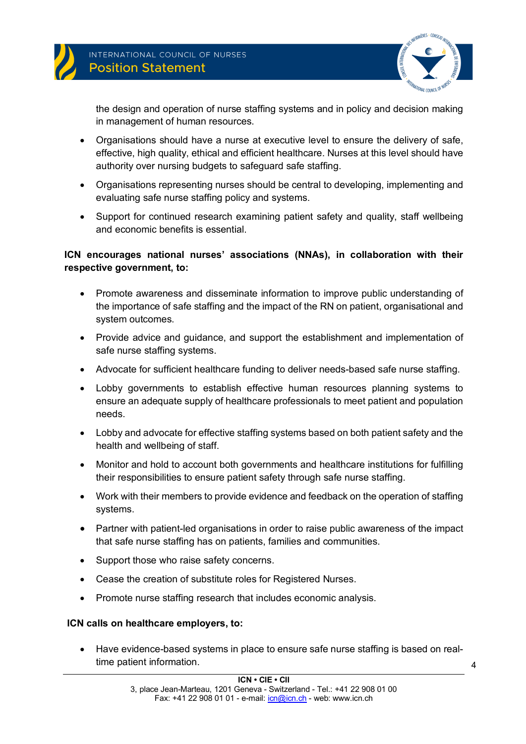the design and operation of nurse staffing systems and in policy and decision making in management of human resources.

- Organisations should have a nurse at executive level to ensure the delivery of safe, effective, high quality, ethical and efficient healthcare. Nurses at this level should have authority over nursing budgets to safeguard safe staffing.
- Organisations representing nurses should be central to developing, implementing and evaluating safe nurse staffing policy and systems.
- Support for continued research examining patient safety and quality, staff wellbeing and economic benefits is essential.

**ICN encourages national nurses' associations (NNAs), in collaboration with their respective government, to:**

- Promote awareness and disseminate information to improve public understanding of the importance of safe staffing and the impact of the RN on patient, organisational and system outcomes.
- Provide advice and guidance, and support the establishment and implementation of safe nurse staffing systems.
- Advocate for sufficient healthcare funding to deliver needs-based safe nurse staffing.
- Lobby governments to establish effective human resources planning systems to ensure an adequate supply of healthcare professionals to meet patient and population needs.
- Lobby and advocate for effective staffing systems based on both patient safety and the health and wellbeing of staff.
- Monitor and hold to account both governments and healthcare institutions for fulfilling their responsibilities to ensure patient safety through safe nurse staffing.
- Work with their members to provide evidence and feedback on the operation of staffing systems.
- Partner with patient-led organisations in order to raise public awareness of the impact that safe nurse staffing has on patients, families and communities.
- Support those who raise safety concerns.
- Cease the creation of substitute roles for Registered Nurses.
- Promote nurse staffing research that includes economic analysis.

**ICN calls on healthcare employers, to:**

- Have evidence-based systems in place to ensure safe nurse staffing is based on real-time patient information.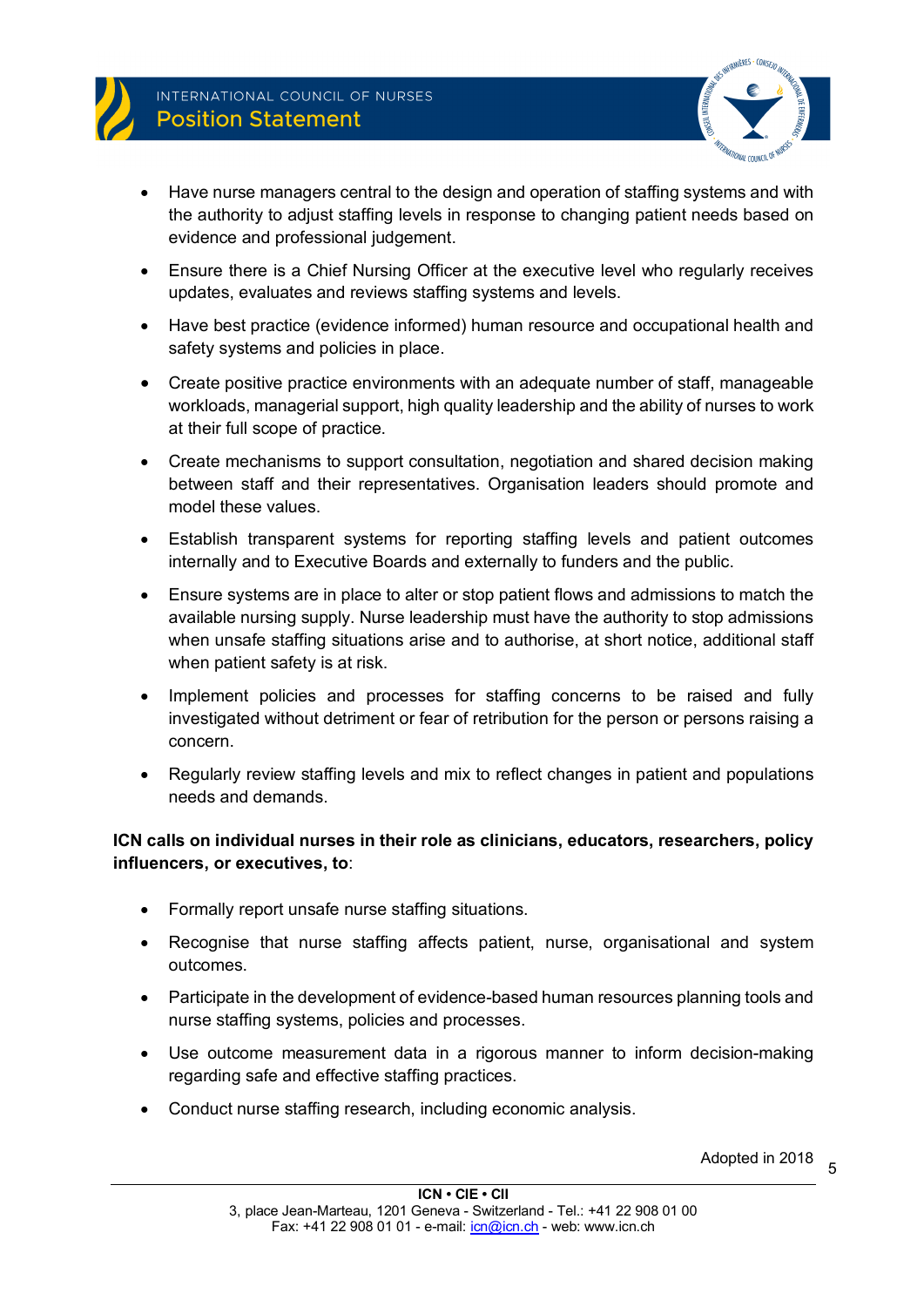- Have nurse managers central to the design and operation of staffing systems and with the authority to adjust staffing levels in response to changing patient needs based on evidence and professional judgement.
- Ensure there is a Chief Nursing Officer at the executive level who regularly receives updates, evaluates and reviews staffing systems and levels.
- Have best practice (evidence informed) human resource and occupational health and safety systems and policies in place.
- Create positive practice environments with an adequate number of staff, manageable workloads, managerial support, high quality leadership and the ability of nurses to work at their full scope of practice.
- Create mechanisms to support consultation, negotiation and shared decision making between staff and their representatives. Organisation leaders should promote and model these values.
- Establish transparent systems for reporting staffing levels and patient outcomes internally and to Executive Boards and externally to funders and the public.
- Ensure systems are in place to alter or stop patient flows and admissions to match the available nursing supply. Nurse leadership must have the authority to stop admissions when unsafe staffing situations arise and to authorise, at short notice, additional staff when patient safety is at risk.
- Implement policies and processes for staffing concerns to be raised and fully investigated without detriment or fear of retribution for the person or persons raising a concern.
- Regularly review staffing levels and mix to reflect changes in patient and populations needs and demands.

**ICN calls on individual nurses in their role as clinicians, educators, researchers, policy influencers, or executives, to**:

- Formally report unsafe nurse staffing situations.
- Recognise that nurse staffing affects patient, nurse, organisational and system outcomes.
- Participate in the development of evidence-based human resources planning tools and nurse staffing systems, policies and processes.
- Use outcome measurement data in a rigorous manner to inform decision-making regarding safe and effective staffing practices.
- Conduct nurse staffing research, including economic analysis.

Adopted in 2018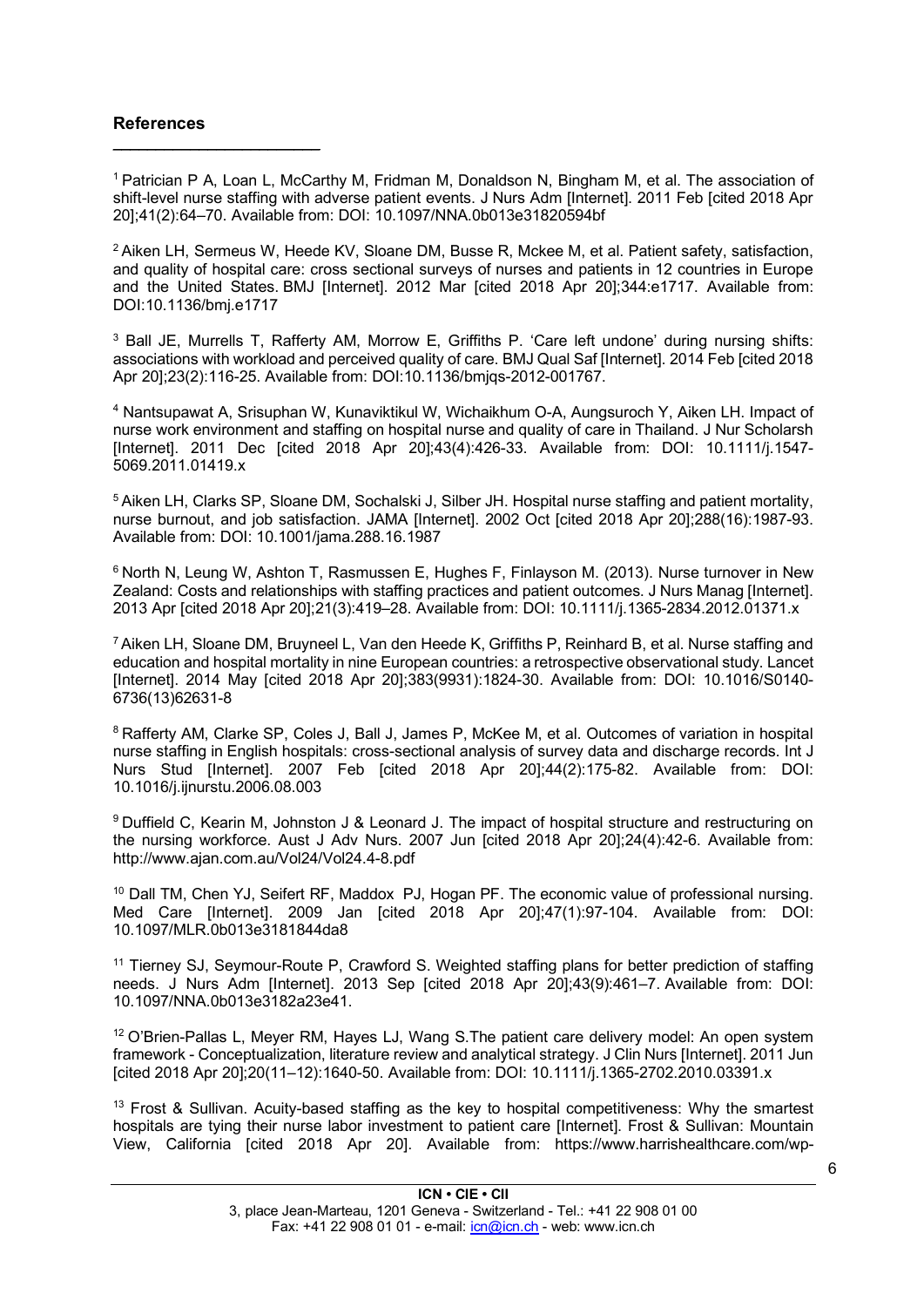## References

[1] Patrician P A, Loan L, McCarthy M, Fridman M, Donaldson N, Bingham M, et al. The association of shift-level nurse staffing with adverse patient events. J Nurs Adm [Internet]. 2011 Feb [cited 2018 Apr 20];41(2):64–70. Available from: DOI: 10.1097/NNA.0b013e31820594bf

[2] Aiken LH, Sermeus W, Heede KV, Sloane DM, Busse R, Mckee M, et al. Patient safety, satisfaction, and quality of hospital care: cross sectional surveys of nurses and patients in 12 countries in Europe and the United States. BMJ [Internet]. 2012 Mar [cited 2018 Apr 20];344:e1717. Available from: DOI:10.1136/bmj.e1717

[3] Ball JE, Murrells T, Rafferty AM, Morrow E, Griffiths P. 'Care left undone' during nursing shifts: associations with workload and perceived quality of care. BMJ Qual Saf [Internet]. 2014 Feb [cited 2018 Apr 20];23(2):116-25. Available from: DOI:10.1136/bmjqs-2012-001767.

[4] Nantsupawat A, Srisuphan W, Kunaviktikul W, Wichaikhum O-A, Aungsuroch Y, Aiken LH. Impact of nurse work environment and staffing on hospital nurse and quality of care in Thailand. J Nur Scholarsh [Internet]. 2011 Dec [cited 2018 Apr 20];43(4):426-33. Available from: DOI: 10.1111/j.1547-5069.2011.01419.x

[5] Aiken LH, Clarks SP, Sloane DM, Sochalski J, Silber JH. Hospital nurse staffing and patient mortality, nurse burnout, and job satisfaction. JAMA [Internet]. 2002 Oct [cited 2018 Apr 20];288(16):1987-93. Available from: DOI: 10.1001/jama.288.16.1987

[6] North N, Leung W, Ashton T, Rasmussen E, Hughes F, Finlayson M. (2013). Nurse turnover in New Zealand: Costs and relationships with staffing practices and patient outcomes. J Nurs Manag [Internet]. 2013 Apr [cited 2018 Apr 20];21(3):419–28. Available from: DOI: 10.1111/j.1365-2834.2012.01371.x

[7] Aiken LH, Sloane DM, Bruyneel L, Van den Heede K, Griffiths P, Reinhard B, et al. Nurse staffing and education and hospital mortality in nine European countries: a retrospective observational study. Lancet [Internet]. 2014 May [cited 2018 Apr 20];383(9931):1824-30. Available from: DOI: 10.1016/S0140-6736(13)62631-8

[8] Rafferty AM, Clarke SP, Coles J, Ball J, James P, McKee M, et al. Outcomes of variation in hospital nurse staffing in English hospitals: cross-sectional analysis of survey data and discharge records. Int J Nurs Stud [Internet]. 2007 Feb [cited 2018 Apr 20];44(2):175-82. Available from: DOI: 10.1016/j.ijnurstu.2006.08.003

[9] Duffield C, Kearin M, Johnston J & Leonard J. The impact of hospital structure and restructuring on the nursing workforce. Aust J Adv Nurs. 2007 Jun [cited 2018 Apr 20];24(4):42-6. Available from: http://www.ajan.com.au/Vol24/Vol24.4-8.pdf

[10] Dall TM, Chen YJ, Seifert RF, Maddox PJ, Hogan PF. The economic value of professional nursing. Med Care [Internet]. 2009 Jan [cited 2018 Apr 20];47(1):97-104. Available from: DOI: 10.1097/MLR.0b013e3181844da8

[11] Tierney SJ, Seymour-Route P, Crawford S. Weighted staffing plans for better prediction of staffing needs. J Nurs Adm [Internet]. 2013 Sep [cited 2018 Apr 20];43(9):461–7. Available from: DOI: 10.1097/NNA.0b013e3182a23e41.

[12] O'Brien-Pallas L, Meyer RM, Hayes LJ, Wang S.The patient care delivery model: An open system framework - Conceptualization, literature review and analytical strategy. J Clin Nurs [Internet]. 2011 Jun [cited 2018 Apr 20];20(11–12):1640-50. Available from: DOI: 10.1111/j.1365-2702.2010.03391.x

[13] Frost & Sullivan. Acuity-based staffing as the key to hospital competitiveness: Why the smartest hospitals are tying their nurse labor investment to patient care [Internet]. Frost & Sullivan: Mountain View, California [cited 2018 Apr 20]. Available from: https://www.harrishealthcare.com/wp-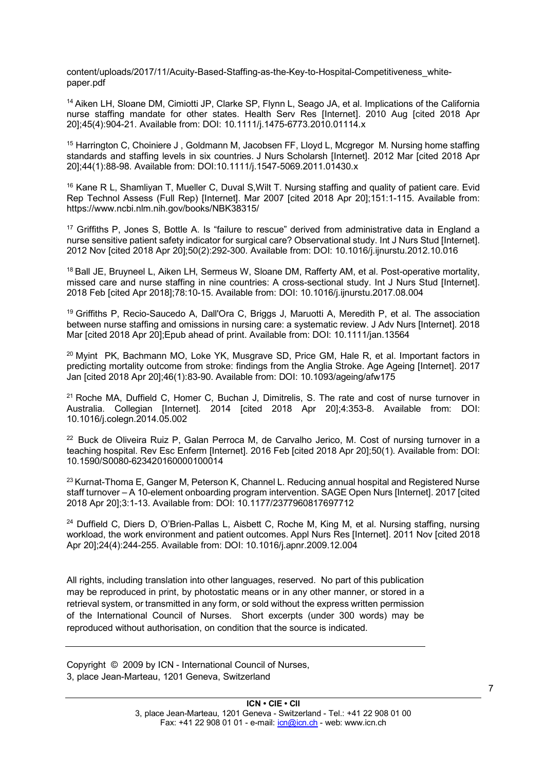content/uploads/2017/11/Acuity-Based-Staffing-as-the-Key-to-Hospital-Competitiveness_white-paper.pdf

[14] Aiken LH, Sloane DM, Cimiotti JP, Clarke SP, Flynn L, Seago JA, et al. Implications of the California nurse staffing mandate for other states. Health Serv Res [Internet]. 2010 Aug [cited 2018 Apr 20];45(4):904-21. Available from: DOI: 10.1111/j.1475-6773.2010.01114.x

[15] Harrington C, Choiniere J , Goldmann M, Jacobsen FF, Lloyd L, Mcgregor M. Nursing home staffing standards and staffing levels in six countries. J Nurs Scholarsh [Internet]. 2012 Mar [cited 2018 Apr 20];44(1):88-98. Available from: DOI:10.1111/j.1547-5069.2011.01430.x

[16] Kane R L, Shamliyan T, Mueller C, Duval S,Wilt T. Nursing staffing and quality of patient care. Evid Rep Technol Assess (Full Rep) [Internet]. Mar 2007 [cited 2018 Apr 20];151:1-115. Available from: https://www.ncbi.nlm.nih.gov/books/NBK38315/

[17] Griffiths P, Jones S, Bottle A. Is "failure to rescue" derived from administrative data in England a nurse sensitive patient safety indicator for surgical care? Observational study. Int J Nurs Stud [Internet]. 2012 Nov [cited 2018 Apr 20];50(2):292-300. Available from: DOI: 10.1016/j.ijnurstu.2012.10.016

[18] Ball JE, Bruyneel L, Aiken LH, Sermeus W, Sloane DM, Rafferty AM, et al. Post-operative mortality, missed care and nurse staffing in nine countries: A cross-sectional study. Int J Nurs Stud [Internet]. 2018 Feb [cited Apr 2018];78:10-15. Available from: DOI: 10.1016/j.ijnurstu.2017.08.004

[19] Griffiths P, Recio-Saucedo A, Dall'Ora C, Briggs J, Maruotti A, Meredith P, et al. The association between nurse staffing and omissions in nursing care: a systematic review. J Adv Nurs [Internet]. 2018 Mar [cited 2018 Apr 20];Epub ahead of print. Available from: DOI: 10.1111/jan.13564

[20] Myint PK, Bachmann MO, Loke YK, Musgrave SD, Price GM, Hale R, et al. Important factors in predicting mortality outcome from stroke: findings from the Anglia Stroke. Age Ageing [Internet]. 2017 Jan [cited 2018 Apr 20];46(1):83-90. Available from: DOI: 10.1093/ageing/afw175

[21] Roche MA, Duffield C, Homer C, Buchan J, Dimitrelis, S. The rate and cost of nurse turnover in Australia. Collegian [Internet]. 2014 [cited 2018 Apr 20];4:353-8. Available from: DOI: 10.1016/j.colegn.2014.05.002

[22] Buck de Oliveira Ruiz P, Galan Perroca M, de Carvalho Jerico, M. Cost of nursing turnover in a teaching hospital. Rev Esc Enferm [Internet]. 2016 Feb [cited 2018 Apr 20];50(1). Available from: DOI: 10.1590/S0080-623420160000100014

[23] Kurnat-Thoma E, Ganger M, Peterson K, Channel L. Reducing annual hospital and Registered Nurse staff turnover – A 10-element onboarding program intervention. SAGE Open Nurs [Internet]. 2017 [cited 2018 Apr 20];3:1-13. Available from: DOI: 10.1177/2377960817697712

[24] Duffield C, Diers D, O'Brien-Pallas L, Aisbett C, Roche M, King M, et al. Nursing staffing, nursing workload, the work environment and patient outcomes. Appl Nurs Res [Internet]. 2011 Nov [cited 2018 Apr 20];24(4):244-255. Available from: DOI: 10.1016/j.apnr.2009.12.004

All rights, including translation into other languages, reserved. No part of this publication may be reproduced in print, by photostatic means or in any other manner, or stored in a retrieval system, or transmitted in any form, or sold without the express written permission of the International Council of Nurses. Short excerpts (under 300 words) may be reproduced without authorisation, on condition that the source is indicated.

---

Copyright © 2009 by ICN - International Council of Nurses,
3, place Jean-Marteau, 1201 Geneva, Switzerland